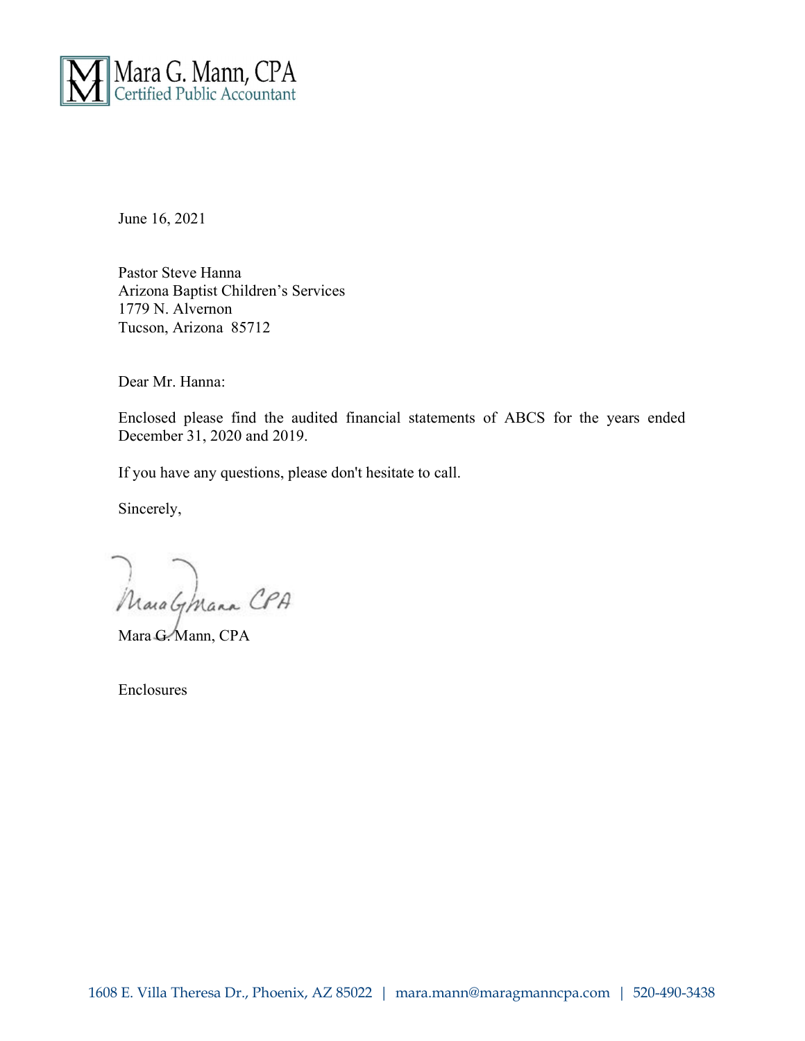Mara G. Mann, CPA
Certified Public Accountant

June 16, 2021

Pastor Steve Hanna
Arizona Baptist Children's Services
1779 N. Alvernon
Tucson, Arizona 85712

Dear Mr. Hanna:

Enclosed please find the audited financial statements of ABCS for the years ended December 31, 2020 and 2019.

If you have any questions, please don't hesitate to call.

Sincerely,

Mara G. Mann CPA

Mara G. Mann, CPA

Enclosures

1608 E. Villa Theresa Dr., Phoenix, AZ 85022 | mara.mann@maragmanncpa.com | 520-490-3438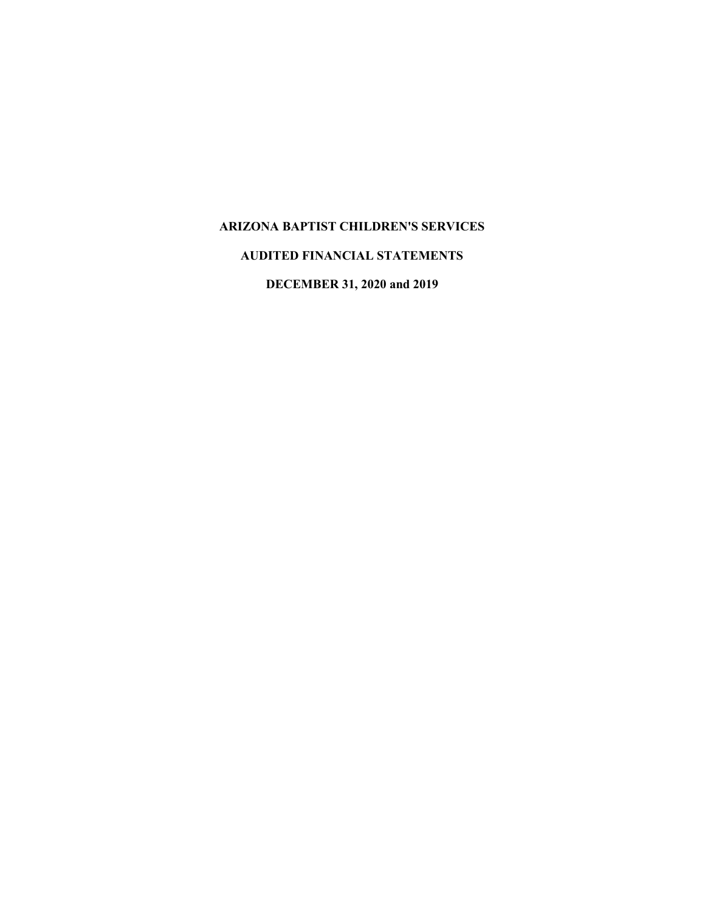# ARIZONA BAPTIST CHILDREN'S SERVICES

## AUDITED FINANCIAL STATEMENTS

## DECEMBER 31, 2020 and 2019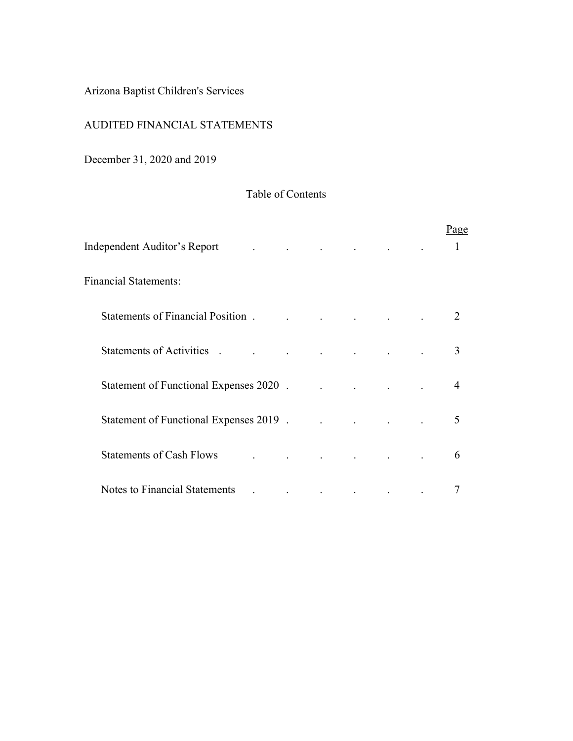Arizona Baptist Children's Services

AUDITED FINANCIAL STATEMENTS

December 31, 2020 and 2019

## Table of Contents

| | Page |
|---|---|
| Independent Auditor's Report | 1 |
| Financial Statements: | |
| Statements of Financial Position | 2 |
| Statements of Activities | 3 |
| Statement of Functional Expenses 2020 | 4 |
| Statement of Functional Expenses 2019 | 5 |
| Statements of Cash Flows | 6 |
| Notes to Financial Statements | 7 |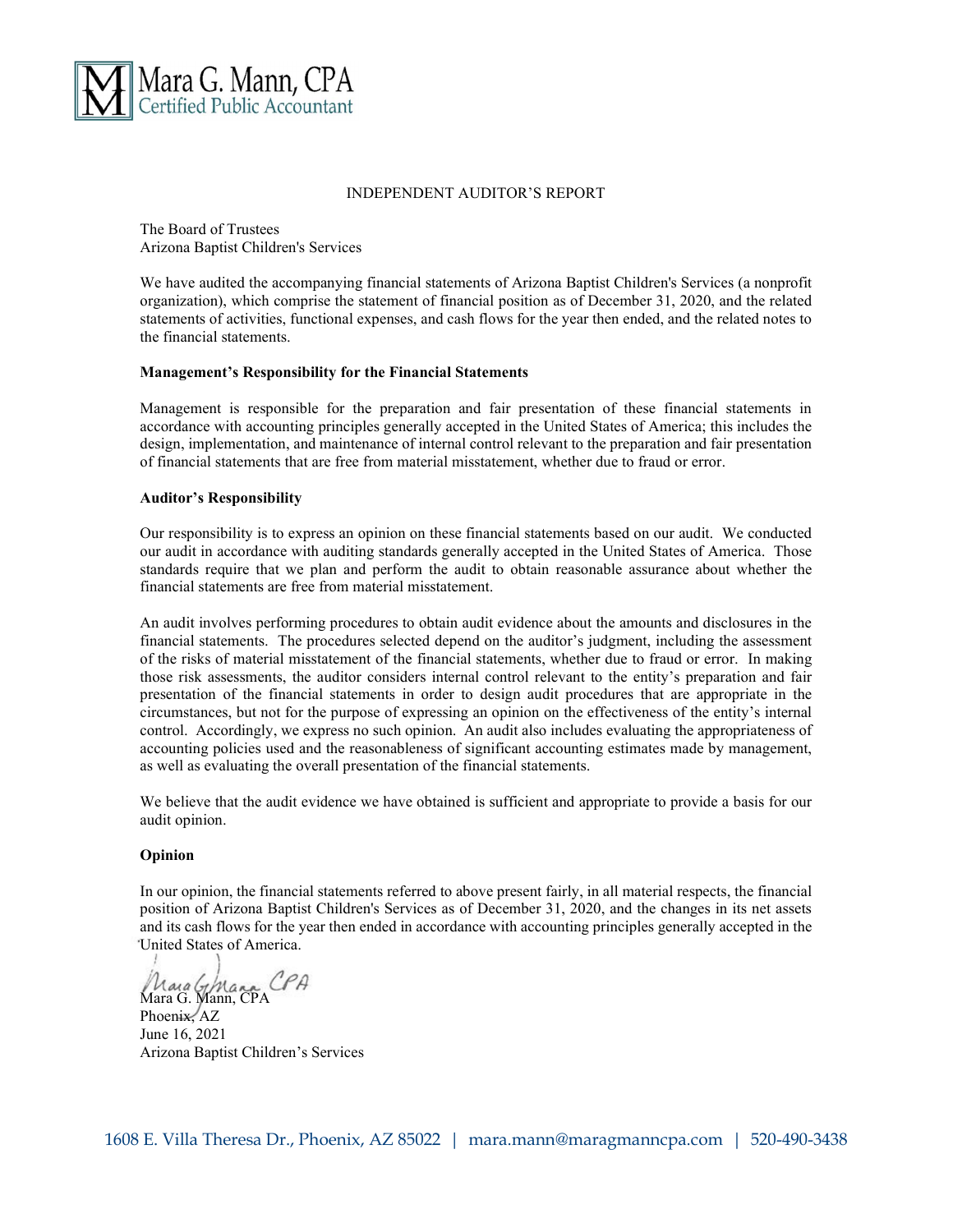Mara G. Mann, CPA
Certified Public Accountant

# INDEPENDENT AUDITOR'S REPORT

The Board of Trustees
Arizona Baptist Children's Services

We have audited the accompanying financial statements of Arizona Baptist Children's Services (a nonprofit organization), which comprise the statement of financial position as of December 31, 2020, and the related statements of activities, functional expenses, and cash flows for the year then ended, and the related notes to the financial statements.

**Management's Responsibility for the Financial Statements**

Management is responsible for the preparation and fair presentation of these financial statements in accordance with accounting principles generally accepted in the United States of America; this includes the design, implementation, and maintenance of internal control relevant to the preparation and fair presentation of financial statements that are free from material misstatement, whether due to fraud or error.

**Auditor's Responsibility**

Our responsibility is to express an opinion on these financial statements based on our audit. We conducted our audit in accordance with auditing standards generally accepted in the United States of America. Those standards require that we plan and perform the audit to obtain reasonable assurance about whether the financial statements are free from material misstatement.

An audit involves performing procedures to obtain audit evidence about the amounts and disclosures in the financial statements. The procedures selected depend on the auditor's judgment, including the assessment of the risks of material misstatement of the financial statements, whether due to fraud or error. In making those risk assessments, the auditor considers internal control relevant to the entity's preparation and fair presentation of the financial statements in order to design audit procedures that are appropriate in the circumstances, but not for the purpose of expressing an opinion on the effectiveness of the entity's internal control. Accordingly, we express no such opinion. An audit also includes evaluating the appropriateness of accounting policies used and the reasonableness of significant accounting estimates made by management, as well as evaluating the overall presentation of the financial statements.

We believe that the audit evidence we have obtained is sufficient and appropriate to provide a basis for our audit opinion.

**Opinion**

In our opinion, the financial statements referred to above present fairly, in all material respects, the financial position of Arizona Baptist Children's Services as of December 31, 2020, and the changes in its net assets and its cash flows for the year then ended in accordance with accounting principles generally accepted in the United States of America.

Mara G. Mann, CPA
Mara G. Mann, CPA
Phoenix, AZ
June 16, 2021
Arizona Baptist Children's Services

1608 E. Villa Theresa Dr., Phoenix, AZ 85022 | mara.mann@maragmanncpa.com | 520-490-3438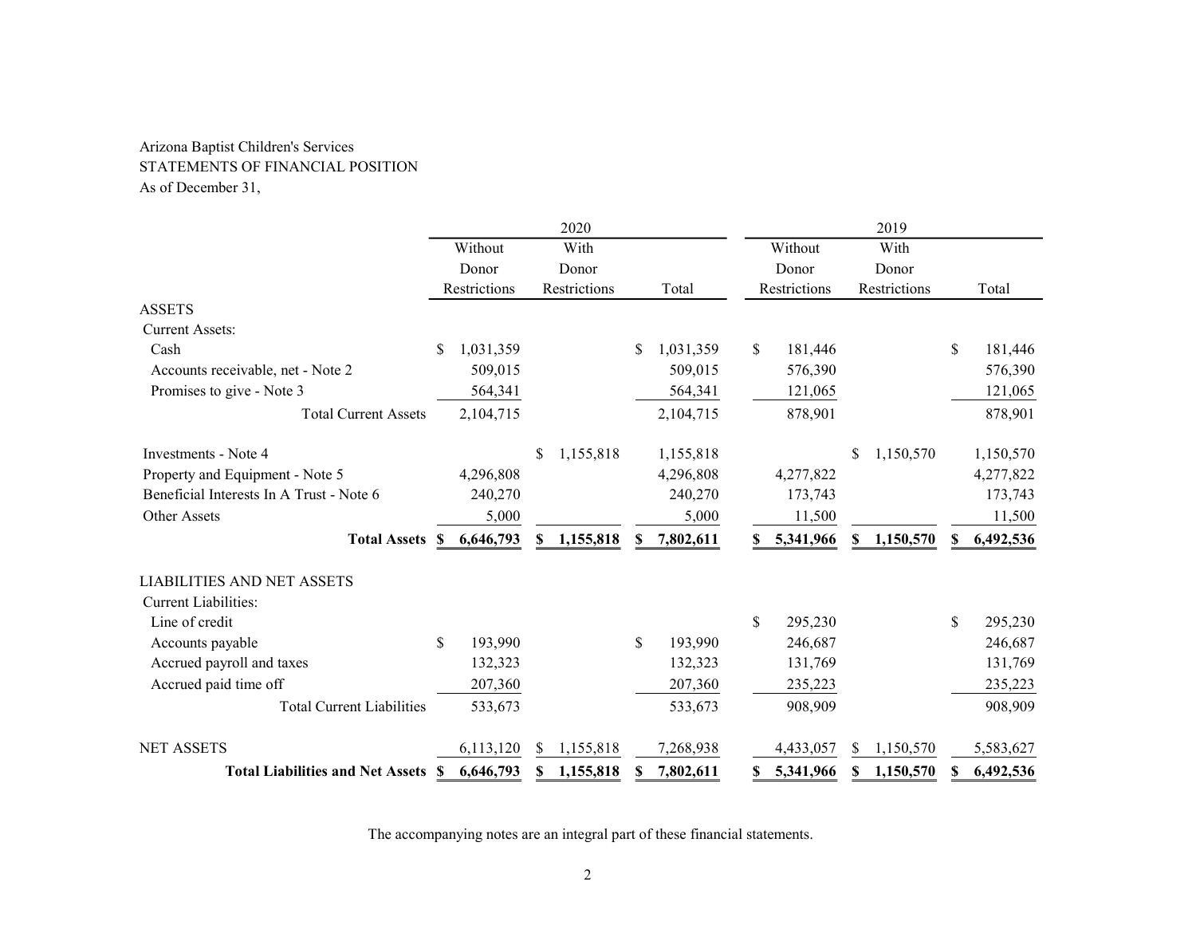Arizona Baptist Children's Services
STATEMENTS OF FINANCIAL POSITION
As of December 31,

| | 2020 | | | 2019 | | |
|---|---|---|---|---|---|---|
| | Without Donor Restrictions | With Donor Restrictions | Total | Without Donor Restrictions | With Donor Restrictions | Total |
| **ASSETS** | | | | | | |
| Current Assets: | | | | | | |
| Cash | $ 1,031,359 | | $ 1,031,359 | $ 181,446 | | $ 181,446 |
| Accounts receivable, net - Note 2 | 509,015 | | 509,015 | 576,390 | | 576,390 |
| Promises to give - Note 3 | 564,341 | | 564,341 | 121,065 | | 121,065 |
| Total Current Assets | 2,104,715 | | 2,104,715 | 878,901 | | 878,901 |
| Investments - Note 4 | | $ 1,155,818 | 1,155,818 | | $ 1,150,570 | 1,150,570 |
| Property and Equipment - Note 5 | 4,296,808 | | 4,296,808 | 4,277,822 | | 4,277,822 |
| Beneficial Interests In A Trust - Note 6 | 240,270 | | 240,270 | 173,743 | | 173,743 |
| Other Assets | 5,000 | | 5,000 | 11,500 | | 11,500 |
| **Total Assets** | **$ 6,646,793** | **$ 1,155,818** | **$ 7,802,611** | **$ 5,341,966** | **$ 1,150,570** | **$ 6,492,536** |
| **LIABILITIES AND NET ASSETS** | | | | | | |
| Current Liabilities: | | | | | | |
| Line of credit | | | | $ 295,230 | | $ 295,230 |
| Accounts payable | $ 193,990 | | $ 193,990 | 246,687 | | 246,687 |
| Accrued payroll and taxes | 132,323 | | 132,323 | 131,769 | | 131,769 |
| Accrued paid time off | 207,360 | | 207,360 | 235,223 | | 235,223 |
| Total Current Liabilities | 533,673 | | 533,673 | 908,909 | | 908,909 |
| NET ASSETS | 6,113,120 | $ 1,155,818 | 7,268,938 | 4,433,057 | $ 1,150,570 | 5,583,627 |
| **Total Liabilities and Net Assets** | **$ 6,646,793** | **$ 1,155,818** | **$ 7,802,611** | **$ 5,341,966** | **$ 1,150,570** | **$ 6,492,536** |

The accompanying notes are an integral part of these financial statements.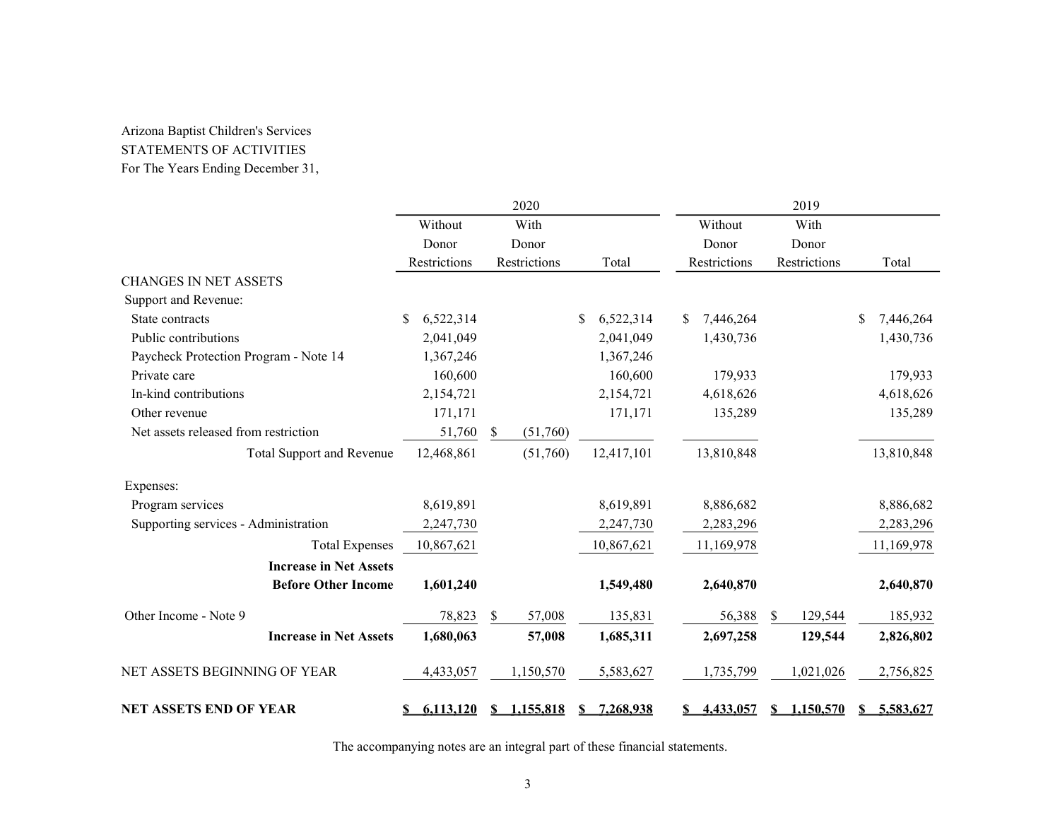Arizona Baptist Children's Services
STATEMENTS OF ACTIVITIES
For The Years Ending December 31,

| | 2020 | | | 2019 | | |
|---|---|---|---|---|---|---|
| | Without Donor Restrictions | With Donor Restrictions | Total | Without Donor Restrictions | With Donor Restrictions | Total |
| CHANGES IN NET ASSETS | | | | | | |
| Support and Revenue: | | | | | | |
| State contracts | $ 6,522,314 | | $ 6,522,314 | $ 7,446,264 | | $ 7,446,264 |
| Public contributions | 2,041,049 | | 2,041,049 | 1,430,736 | | 1,430,736 |
| Paycheck Protection Program - Note 14 | 1,367,246 | | 1,367,246 | | | |
| Private care | 160,600 | | 160,600 | 179,933 | | 179,933 |
| In-kind contributions | 2,154,721 | | 2,154,721 | 4,618,626 | | 4,618,626 |
| Other revenue | 171,171 | | 171,171 | 135,289 | | 135,289 |
| Net assets released from restriction | 51,760 | $ (51,760) | | | | |
| Total Support and Revenue | 12,468,861 | (51,760) | 12,417,101 | 13,810,848 | | 13,810,848 |
| Expenses: | | | | | | |
| Program services | 8,619,891 | | 8,619,891 | 8,886,682 | | 8,886,682 |
| Supporting services - Administration | 2,247,730 | | 2,247,730 | 2,283,296 | | 2,283,296 |
| Total Expenses | 10,867,621 | | 10,867,621 | 11,169,978 | | 11,169,978 |
| **Increase in Net Assets Before Other Income** | **1,601,240** | | **1,549,480** | **2,640,870** | | **2,640,870** |
| Other Income - Note 9 | 78,823 | $ 57,008 | 135,831 | 56,388 | $ 129,544 | 185,932 |
| **Increase in Net Assets** | **1,680,063** | **57,008** | **1,685,311** | **2,697,258** | **129,544** | **2,826,802** |
| NET ASSETS BEGINNING OF YEAR | 4,433,057 | 1,150,570 | 5,583,627 | 1,735,799 | 1,021,026 | 2,756,825 |
| **NET ASSETS END OF YEAR** | **$ 6,113,120** | **$ 1,155,818** | **$ 7,268,938** | **$ 4,433,057** | **$ 1,150,570** | **$ 5,583,627** |

The accompanying notes are an integral part of these financial statements.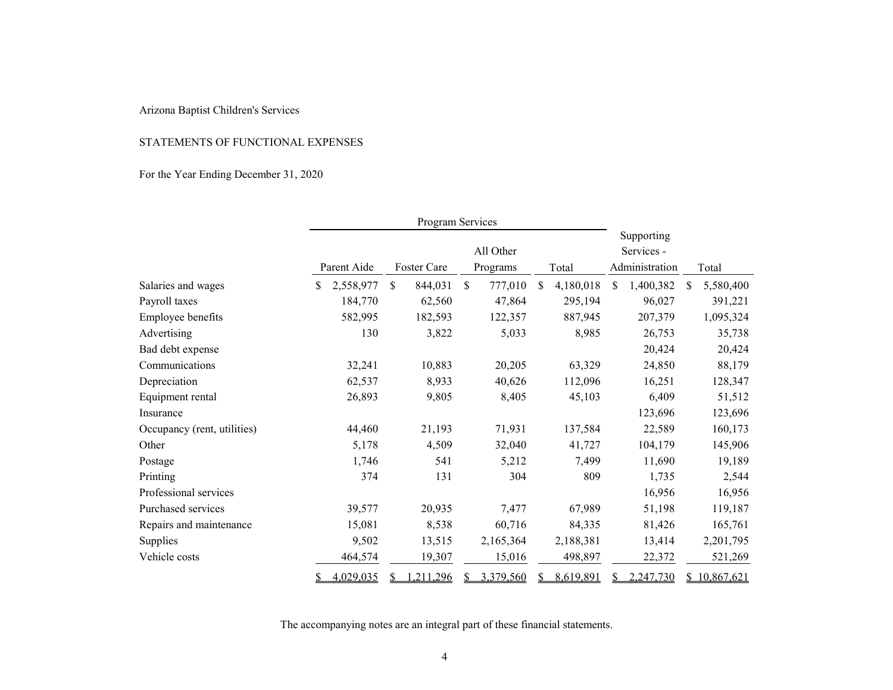Arizona Baptist Children's Services

STATEMENTS OF FUNCTIONAL EXPENSES

For the Year Ending December 31, 2020

| | Program Services | | | | Supporting Services - Administration | Total |
|---|---|---|---|---|---|---|
| | Parent Aide | Foster Care | All Other Programs | Total | | |
| Salaries and wages | $ 2,558,977 | $ 844,031 | $ 777,010 | $ 4,180,018 | $ 1,400,382 | $ 5,580,400 |
| Payroll taxes | 184,770 | 62,560 | 47,864 | 295,194 | 96,027 | 391,221 |
| Employee benefits | 582,995 | 182,593 | 122,357 | 887,945 | 207,379 | 1,095,324 |
| Advertising | 130 | 3,822 | 5,033 | 8,985 | 26,753 | 35,738 |
| Bad debt expense | | | | | 20,424 | 20,424 |
| Communications | 32,241 | 10,883 | 20,205 | 63,329 | 24,850 | 88,179 |
| Depreciation | 62,537 | 8,933 | 40,626 | 112,096 | 16,251 | 128,347 |
| Equipment rental | 26,893 | 9,805 | 8,405 | 45,103 | 6,409 | 51,512 |
| Insurance | | | | | 123,696 | 123,696 |
| Occupancy (rent, utilities) | 44,460 | 21,193 | 71,931 | 137,584 | 22,589 | 160,173 |
| Other | 5,178 | 4,509 | 32,040 | 41,727 | 104,179 | 145,906 |
| Postage | 1,746 | 541 | 5,212 | 7,499 | 11,690 | 19,189 |
| Printing | 374 | 131 | 304 | 809 | 1,735 | 2,544 |
| Professional services | | | | | 16,956 | 16,956 |
| Purchased services | 39,577 | 20,935 | 7,477 | 67,989 | 51,198 | 119,187 |
| Repairs and maintenance | 15,081 | 8,538 | 60,716 | 84,335 | 81,426 | 165,761 |
| Supplies | 9,502 | 13,515 | 2,165,364 | 2,188,381 | 13,414 | 2,201,795 |
| Vehicle costs | 464,574 | 19,307 | 15,016 | 498,897 | 22,372 | 521,269 |
| | $ 4,029,035 | $ 1,211,296 | $ 3,379,560 | $ 8,619,891 | $ 2,247,730 | $ 10,867,621 |

The accompanying notes are an integral part of these financial statements.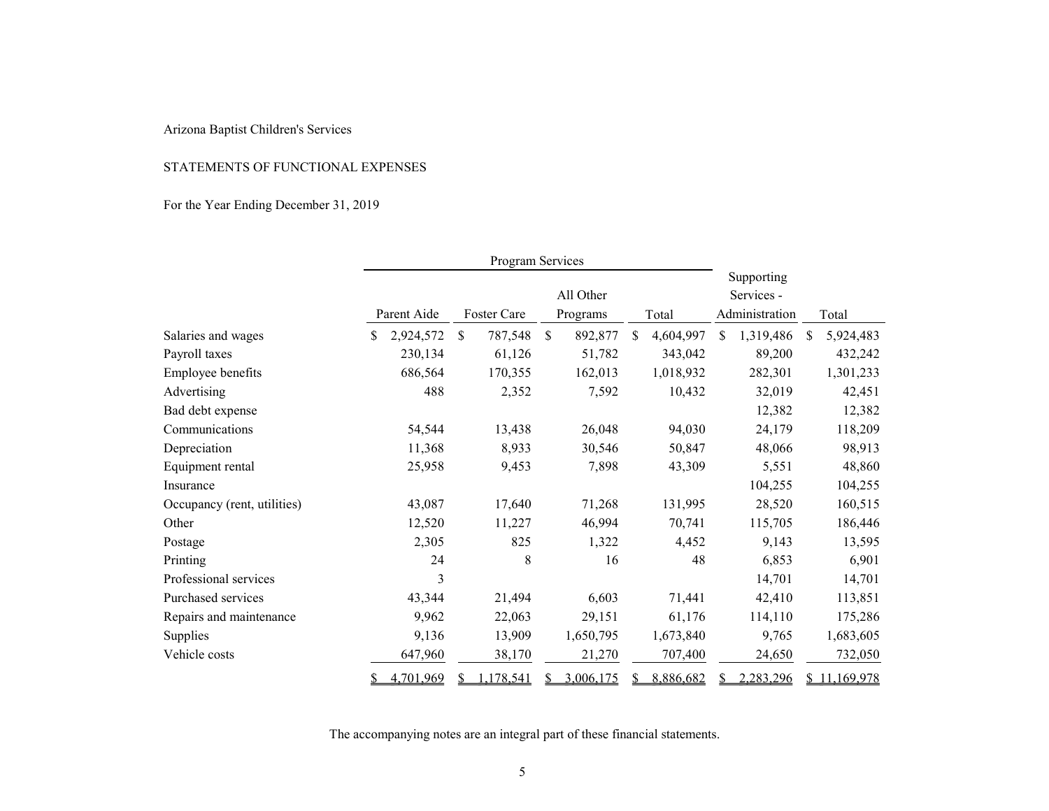Arizona Baptist Children's Services

STATEMENTS OF FUNCTIONAL EXPENSES

For the Year Ending December 31, 2019

| | Program Services | | | | Supporting Services - Administration | Total |
|---|---|---|---|---|---|---|
| | Parent Aide | Foster Care | All Other Programs | Total | | |
| Salaries and wages | $ 2,924,572 | $ 787,548 | $ 892,877 | $ 4,604,997 | $ 1,319,486 | $ 5,924,483 |
| Payroll taxes | 230,134 | 61,126 | 51,782 | 343,042 | 89,200 | 432,242 |
| Employee benefits | 686,564 | 170,355 | 162,013 | 1,018,932 | 282,301 | 1,301,233 |
| Advertising | 488 | 2,352 | 7,592 | 10,432 | 32,019 | 42,451 |
| Bad debt expense | | | | | 12,382 | 12,382 |
| Communications | 54,544 | 13,438 | 26,048 | 94,030 | 24,179 | 118,209 |
| Depreciation | 11,368 | 8,933 | 30,546 | 50,847 | 48,066 | 98,913 |
| Equipment rental | 25,958 | 9,453 | 7,898 | 43,309 | 5,551 | 48,860 |
| Insurance | | | | | 104,255 | 104,255 |
| Occupancy (rent, utilities) | 43,087 | 17,640 | 71,268 | 131,995 | 28,520 | 160,515 |
| Other | 12,520 | 11,227 | 46,994 | 70,741 | 115,705 | 186,446 |
| Postage | 2,305 | 825 | 1,322 | 4,452 | 9,143 | 13,595 |
| Printing | 24 | 8 | 16 | 48 | 6,853 | 6,901 |
| Professional services | 3 | | | | 14,701 | 14,701 |
| Purchased services | 43,344 | 21,494 | 6,603 | 71,441 | 42,410 | 113,851 |
| Repairs and maintenance | 9,962 | 22,063 | 29,151 | 61,176 | 114,110 | 175,286 |
| Supplies | 9,136 | 13,909 | 1,650,795 | 1,673,840 | 9,765 | 1,683,605 |
| Vehicle costs | 647,960 | 38,170 | 21,270 | 707,400 | 24,650 | 732,050 |
| | $ 4,701,969 | $ 1,178,541 | $ 3,006,175 | $ 8,886,682 | $ 2,283,296 | $ 11,169,978 |

The accompanying notes are an integral part of these financial statements.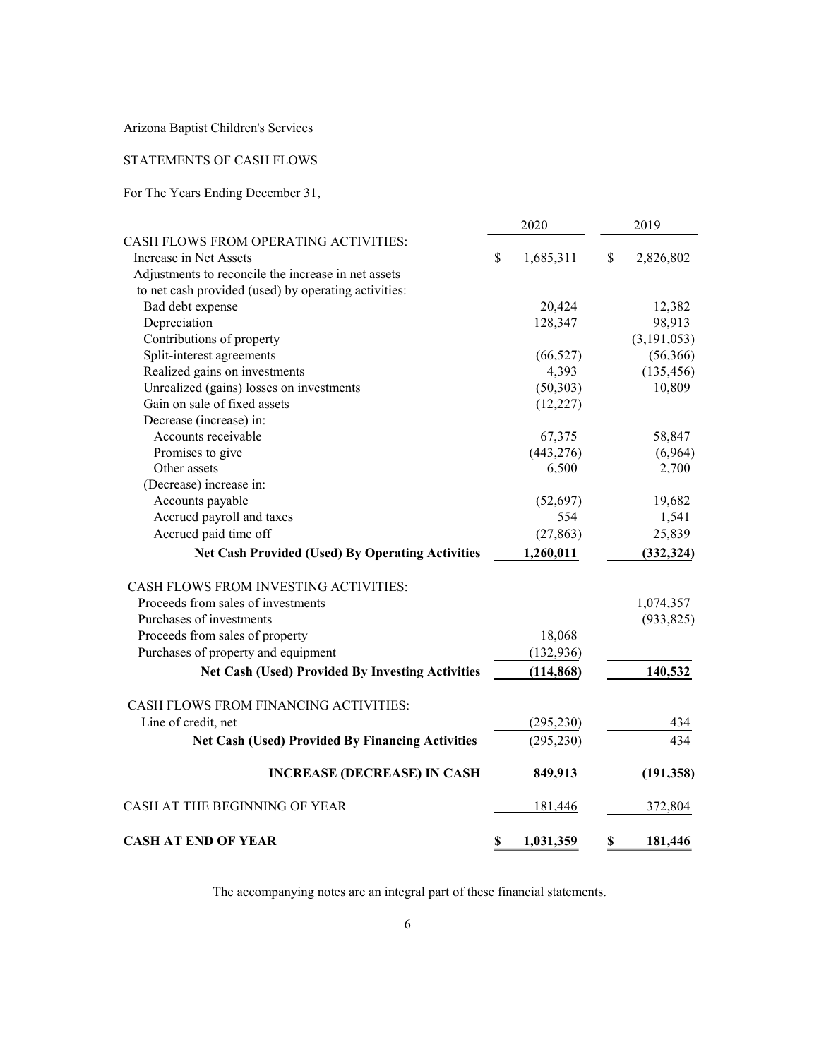Arizona Baptist Children's Services

STATEMENTS OF CASH FLOWS

For The Years Ending December 31,

| | 2020 | 2019 |
|---|---|---|
| CASH FLOWS FROM OPERATING ACTIVITIES: | | |
| Increase in Net Assets | $ 1,685,311 | $ 2,826,802 |
| Adjustments to reconcile the increase in net assets to net cash provided (used) by operating activities: | | |
| Bad debt expense | 20,424 | 12,382 |
| Depreciation | 128,347 | 98,913 |
| Contributions of property | | (3,191,053) |
| Split-interest agreements | (66,527) | (56,366) |
| Realized gains on investments | 4,393 | (135,456) |
| Unrealized (gains) losses on investments | (50,303) | 10,809 |
| Gain on sale of fixed assets | (12,227) | |
| Decrease (increase) in: | | |
| Accounts receivable | 67,375 | 58,847 |
| Promises to give | (443,276) | (6,964) |
| Other assets | 6,500 | 2,700 |
| (Decrease) increase in: | | |
| Accounts payable | (52,697) | 19,682 |
| Accrued payroll and taxes | 554 | 1,541 |
| Accrued paid time off | (27,863) | 25,839 |
| **Net Cash Provided (Used) By Operating Activities** | **1,260,011** | **(332,324)** |
| CASH FLOWS FROM INVESTING ACTIVITIES: | | |
| Proceeds from sales of investments | | 1,074,357 |
| Purchases of investments | | (933,825) |
| Proceeds from sales of property | 18,068 | |
| Purchases of property and equipment | (132,936) | |
| **Net Cash (Used) Provided By Investing Activities** | **(114,868)** | **140,532** |
| CASH FLOWS FROM FINANCING ACTIVITIES: | | |
| Line of credit, net | (295,230) | 434 |
| **Net Cash (Used) Provided By Financing Activities** | (295,230) | 434 |
| **INCREASE (DECREASE) IN CASH** | **849,913** | **(191,358)** |
| CASH AT THE BEGINNING OF YEAR | 181,446 | 372,804 |
| **CASH AT END OF YEAR** | **$ 1,031,359** | **$ 181,446** |

The accompanying notes are an integral part of these financial statements.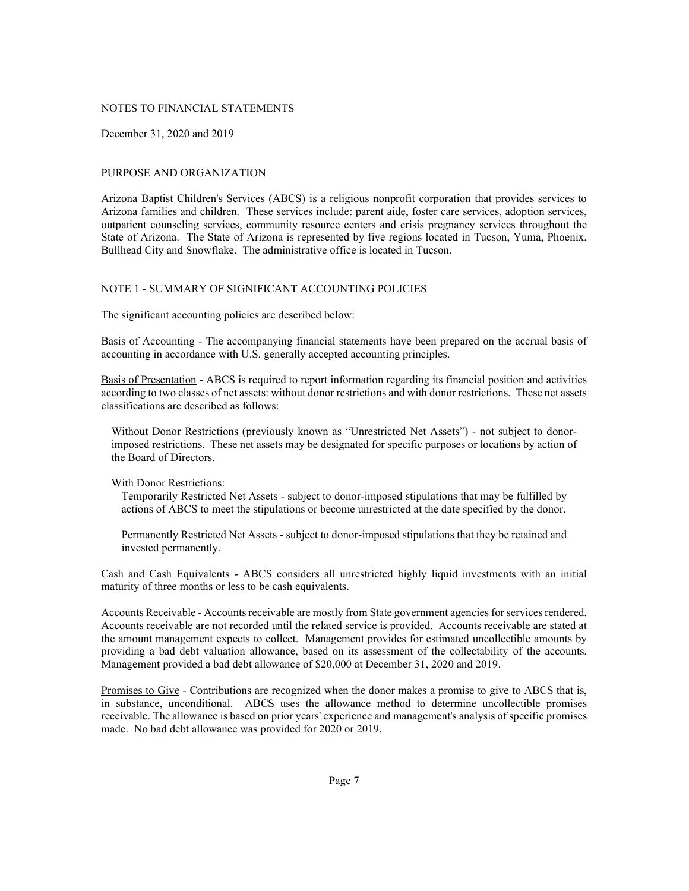NOTES TO FINANCIAL STATEMENTS

December 31, 2020 and 2019

## PURPOSE AND ORGANIZATION

Arizona Baptist Children's Services (ABCS) is a religious nonprofit corporation that provides services to Arizona families and children. These services include: parent aide, foster care services, adoption services, outpatient counseling services, community resource centers and crisis pregnancy services throughout the State of Arizona. The State of Arizona is represented by five regions located in Tucson, Yuma, Phoenix, Bullhead City and Snowflake. The administrative office is located in Tucson.

## NOTE 1 - SUMMARY OF SIGNIFICANT ACCOUNTING POLICIES

The significant accounting policies are described below:

Basis of Accounting - The accompanying financial statements have been prepared on the accrual basis of accounting in accordance with U.S. generally accepted accounting principles.

Basis of Presentation - ABCS is required to report information regarding its financial position and activities according to two classes of net assets: without donor restrictions and with donor restrictions. These net assets classifications are described as follows:

Without Donor Restrictions (previously known as "Unrestricted Net Assets") - not subject to donor-imposed restrictions. These net assets may be designated for specific purposes or locations by action of the Board of Directors.

With Donor Restrictions:

Temporarily Restricted Net Assets - subject to donor-imposed stipulations that may be fulfilled by actions of ABCS to meet the stipulations or become unrestricted at the date specified by the donor.

Permanently Restricted Net Assets - subject to donor-imposed stipulations that they be retained and invested permanently.

Cash and Cash Equivalents - ABCS considers all unrestricted highly liquid investments with an initial maturity of three months or less to be cash equivalents.

Accounts Receivable - Accounts receivable are mostly from State government agencies for services rendered. Accounts receivable are not recorded until the related service is provided. Accounts receivable are stated at the amount management expects to collect. Management provides for estimated uncollectible amounts by providing a bad debt valuation allowance, based on its assessment of the collectability of the accounts. Management provided a bad debt allowance of $20,000 at December 31, 2020 and 2019.

Promises to Give - Contributions are recognized when the donor makes a promise to give to ABCS that is, in substance, unconditional. ABCS uses the allowance method to determine uncollectible promises receivable. The allowance is based on prior years' experience and management's analysis of specific promises made. No bad debt allowance was provided for 2020 or 2019.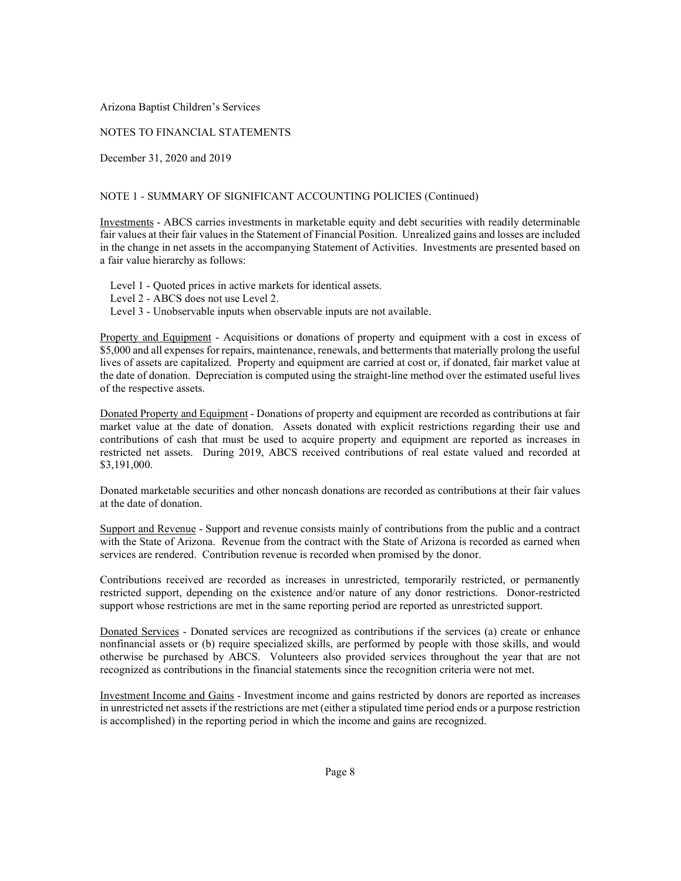Arizona Baptist Children's Services

NOTES TO FINANCIAL STATEMENTS

December 31, 2020 and 2019

NOTE 1 - SUMMARY OF SIGNIFICANT ACCOUNTING POLICIES (Continued)

Investments - ABCS carries investments in marketable equity and debt securities with readily determinable fair values at their fair values in the Statement of Financial Position. Unrealized gains and losses are included in the change in net assets in the accompanying Statement of Activities. Investments are presented based on a fair value hierarchy as follows:

- Level 1 - Quoted prices in active markets for identical assets.
- Level 2 - ABCS does not use Level 2.
- Level 3 - Unobservable inputs when observable inputs are not available.

Property and Equipment - Acquisitions or donations of property and equipment with a cost in excess of $5,000 and all expenses for repairs, maintenance, renewals, and betterments that materially prolong the useful lives of assets are capitalized. Property and equipment are carried at cost or, if donated, fair market value at the date of donation. Depreciation is computed using the straight-line method over the estimated useful lives of the respective assets.

Donated Property and Equipment - Donations of property and equipment are recorded as contributions at fair market value at the date of donation. Assets donated with explicit restrictions regarding their use and contributions of cash that must be used to acquire property and equipment are reported as increases in restricted net assets. During 2019, ABCS received contributions of real estate valued and recorded at $3,191,000.

Donated marketable securities and other noncash donations are recorded as contributions at their fair values at the date of donation.

Support and Revenue - Support and revenue consists mainly of contributions from the public and a contract with the State of Arizona. Revenue from the contract with the State of Arizona is recorded as earned when services are rendered. Contribution revenue is recorded when promised by the donor.

Contributions received are recorded as increases in unrestricted, temporarily restricted, or permanently restricted support, depending on the existence and/or nature of any donor restrictions. Donor-restricted support whose restrictions are met in the same reporting period are reported as unrestricted support.

Donated Services - Donated services are recognized as contributions if the services (a) create or enhance nonfinancial assets or (b) require specialized skills, are performed by people with those skills, and would otherwise be purchased by ABCS. Volunteers also provided services throughout the year that are not recognized as contributions in the financial statements since the recognition criteria were not met.

Investment Income and Gains - Investment income and gains restricted by donors are reported as increases in unrestricted net assets if the restrictions are met (either a stipulated time period ends or a purpose restriction is accomplished) in the reporting period in which the income and gains are recognized.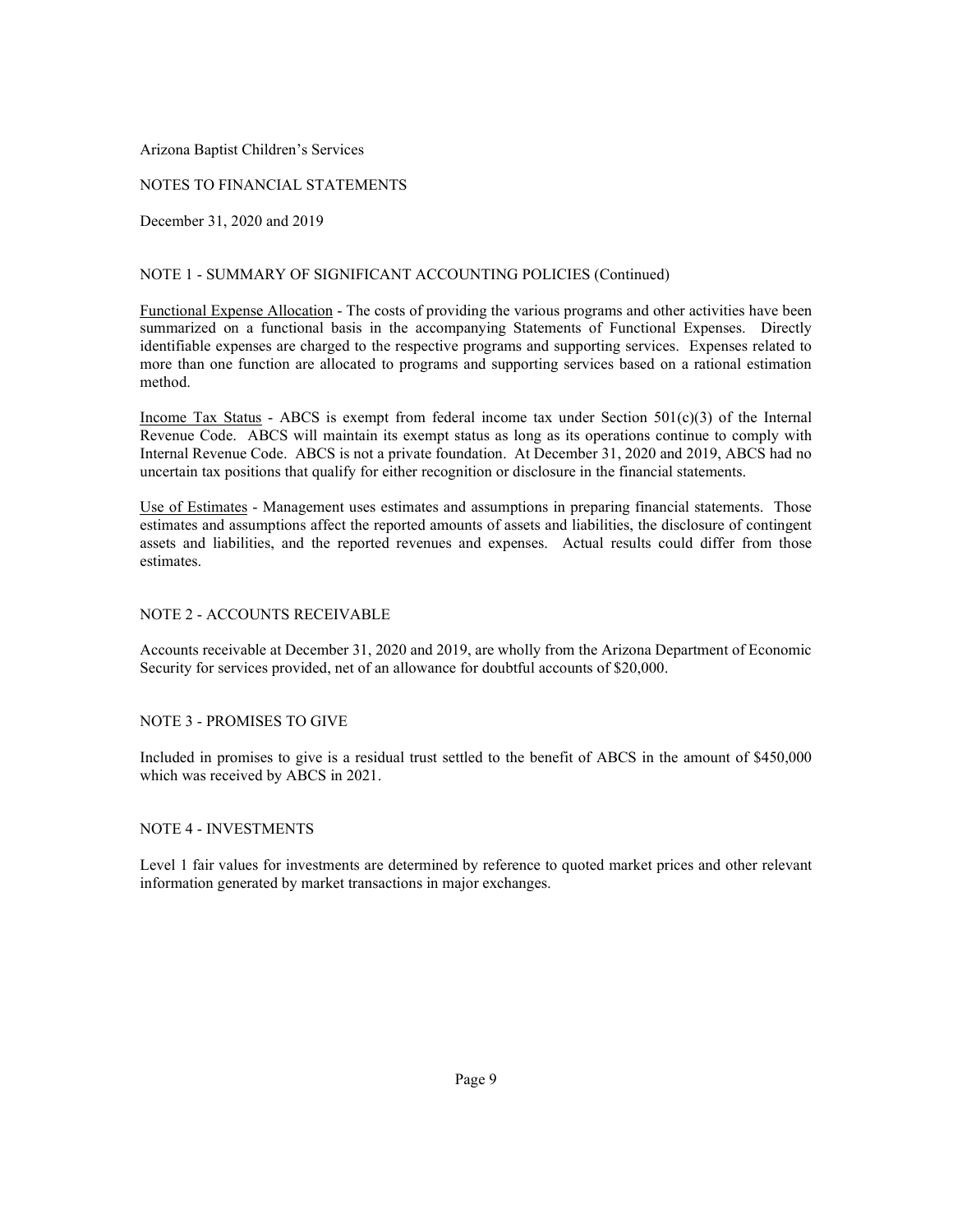Arizona Baptist Children's Services

NOTES TO FINANCIAL STATEMENTS

December 31, 2020 and 2019

## NOTE 1 - SUMMARY OF SIGNIFICANT ACCOUNTING POLICIES (Continued)

Functional Expense Allocation - The costs of providing the various programs and other activities have been summarized on a functional basis in the accompanying Statements of Functional Expenses. Directly identifiable expenses are charged to the respective programs and supporting services. Expenses related to more than one function are allocated to programs and supporting services based on a rational estimation method.

Income Tax Status - ABCS is exempt from federal income tax under Section 501(c)(3) of the Internal Revenue Code. ABCS will maintain its exempt status as long as its operations continue to comply with Internal Revenue Code. ABCS is not a private foundation. At December 31, 2020 and 2019, ABCS had no uncertain tax positions that qualify for either recognition or disclosure in the financial statements.

Use of Estimates - Management uses estimates and assumptions in preparing financial statements. Those estimates and assumptions affect the reported amounts of assets and liabilities, the disclosure of contingent assets and liabilities, and the reported revenues and expenses. Actual results could differ from those estimates.

## NOTE 2 - ACCOUNTS RECEIVABLE

Accounts receivable at December 31, 2020 and 2019, are wholly from the Arizona Department of Economic Security for services provided, net of an allowance for doubtful accounts of $20,000.

## NOTE 3 - PROMISES TO GIVE

Included in promises to give is a residual trust settled to the benefit of ABCS in the amount of $450,000 which was received by ABCS in 2021.

## NOTE 4 - INVESTMENTS

Level 1 fair values for investments are determined by reference to quoted market prices and other relevant information generated by market transactions in major exchanges.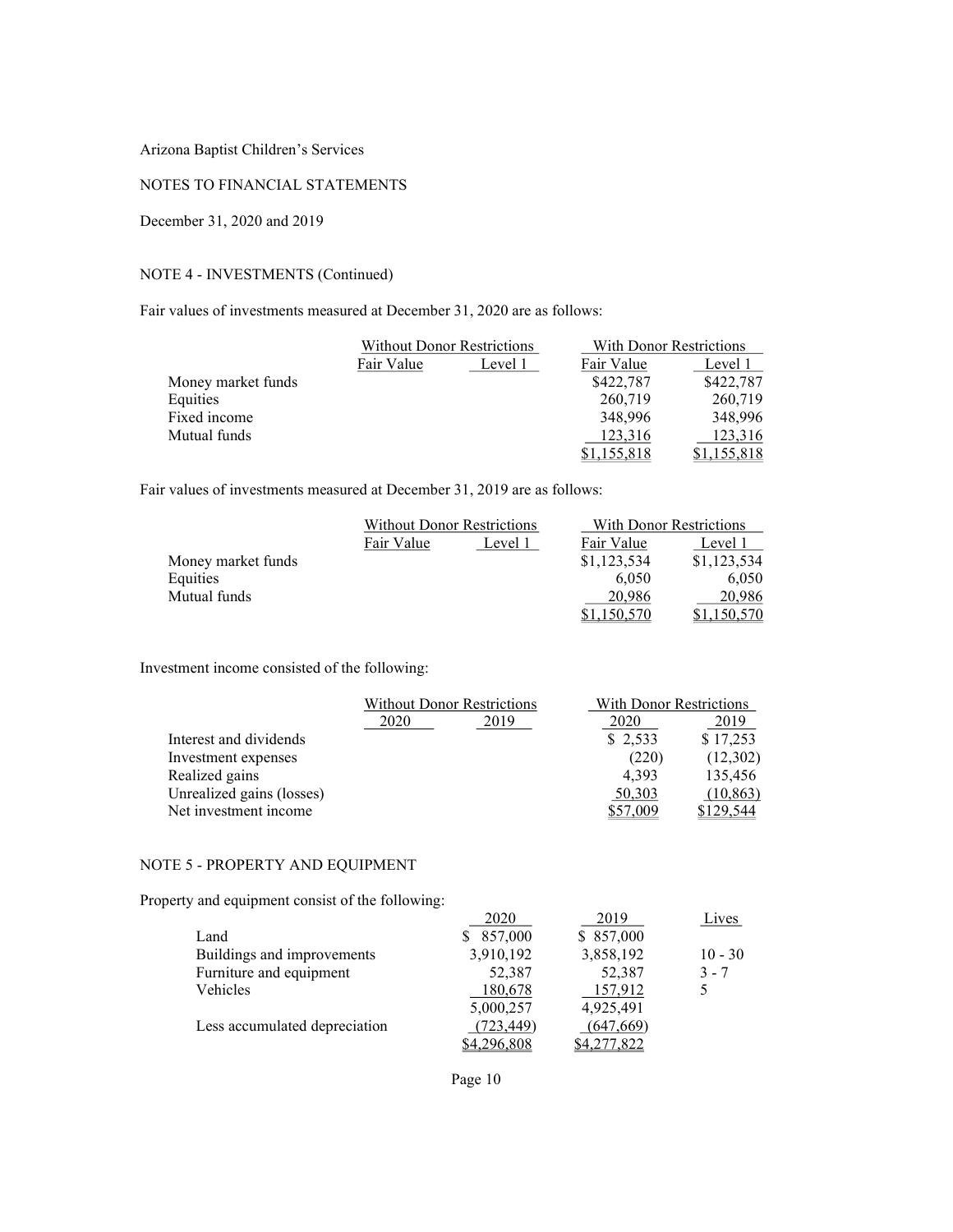Arizona Baptist Children's Services

NOTES TO FINANCIAL STATEMENTS

December 31, 2020 and 2019

NOTE 4 - INVESTMENTS (Continued)

Fair values of investments measured at December 31, 2020 are as follows:

| | Without Donor Restrictions | | With Donor Restrictions | |
|---|---|---|---|---|
| | Fair Value | Level 1 | Fair Value | Level 1 |
| Money market funds | | | $422,787 | $422,787 |
| Equities | | | 260,719 | 260,719 |
| Fixed income | | | 348,996 | 348,996 |
| Mutual funds | | | 123,316 | 123,316 |
| | | | $1,155,818 | $1,155,818 |

Fair values of investments measured at December 31, 2019 are as follows:

| | Without Donor Restrictions | | With Donor Restrictions | |
|---|---|---|---|---|
| | Fair Value | Level 1 | Fair Value | Level 1 |
| Money market funds | | | $1,123,534 | $1,123,534 |
| Equities | | | 6,050 | 6,050 |
| Mutual funds | | | 20,986 | 20,986 |
| | | | $1,150,570 | $1,150,570 |

Investment income consisted of the following:

| | Without Donor Restrictions | | With Donor Restrictions | |
|---|---|---|---|---|
| | 2020 | 2019 | 2020 | 2019 |
| Interest and dividends | | | $ 2,533 | $ 17,253 |
| Investment expenses | | | (220) | (12,302) |
| Realized gains | | | 4,393 | 135,456 |
| Unrealized gains (losses) | | | 50,303 | (10,863) |
| Net investment income | | | $57,009 | $129,544 |

NOTE 5 - PROPERTY AND EQUIPMENT

Property and equipment consist of the following:

| | 2020 | 2019 | Lives |
|---|---|---|---|
| Land | $ 857,000 | $ 857,000 | |
| Buildings and improvements | 3,910,192 | 3,858,192 | 10 - 30 |
| Furniture and equipment | 52,387 | 52,387 | 3 - 7 |
| Vehicles | 180,678 | 157,912 | 5 |
| | 5,000,257 | 4,925,491 | |
| Less accumulated depreciation | (723,449) | (647,669) | |
| | $4,296,808 | $4,277,822 | |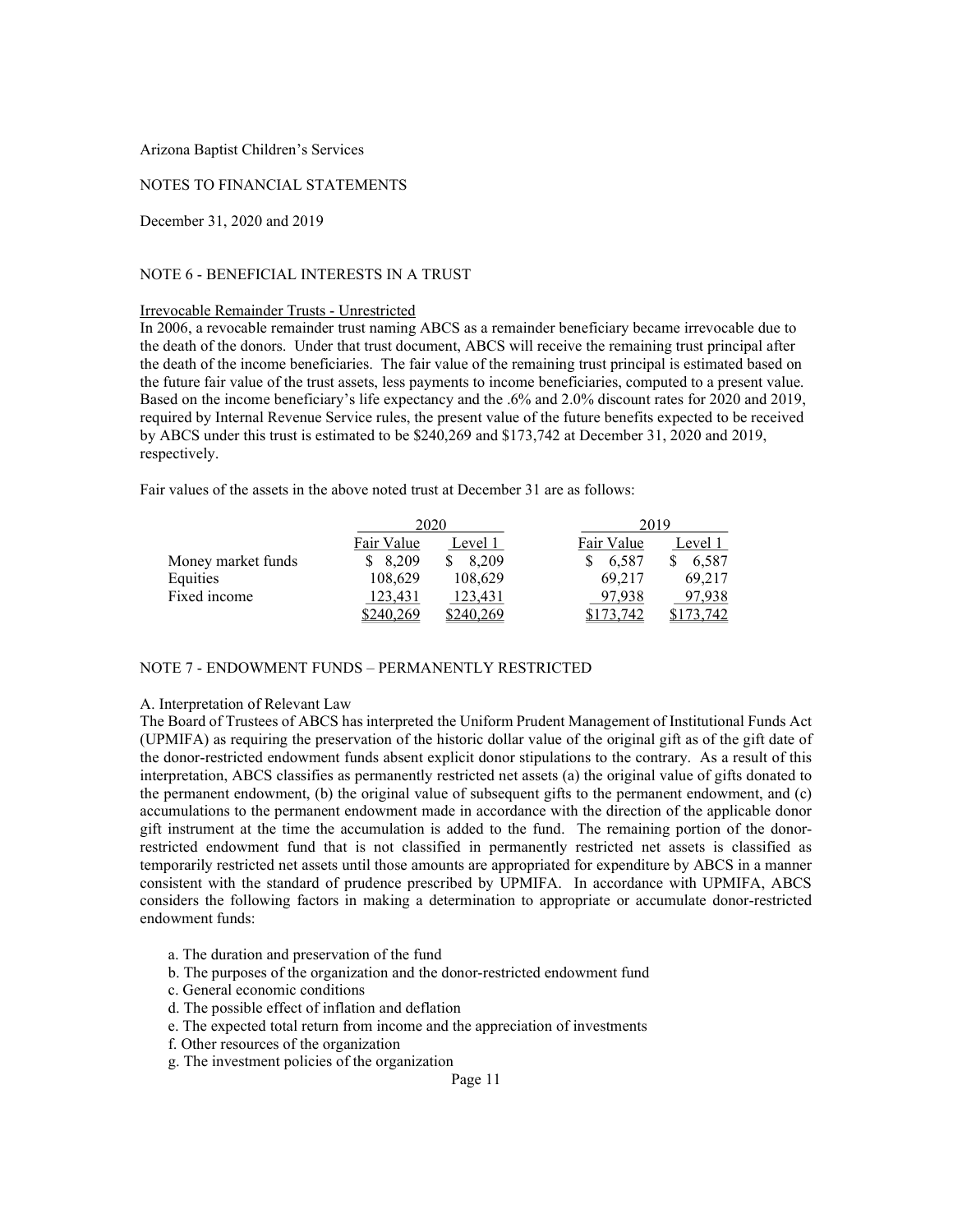Arizona Baptist Children's Services

NOTES TO FINANCIAL STATEMENTS

December 31, 2020 and 2019

## NOTE 6 - BENEFICIAL INTERESTS IN A TRUST

Irrevocable Remainder Trusts - Unrestricted

In 2006, a revocable remainder trust naming ABCS as a remainder beneficiary became irrevocable due to the death of the donors. Under that trust document, ABCS will receive the remaining trust principal after the death of the income beneficiaries. The fair value of the remaining trust principal is estimated based on the future fair value of the trust assets, less payments to income beneficiaries, computed to a present value. Based on the income beneficiary's life expectancy and the .6% and 2.0% discount rates for 2020 and 2019, required by Internal Revenue Service rules, the present value of the future benefits expected to be received by ABCS under this trust is estimated to be $240,269 and $173,742 at December 31, 2020 and 2019, respectively.

Fair values of the assets in the above noted trust at December 31 are as follows:

| | 2020 | | 2019 | |
|---|---|---|---|---|
| | Fair Value | Level 1 | Fair Value | Level 1 |
| Money market funds | $ 8,209 | $ 8,209 | $ 6,587 | $ 6,587 |
| Equities | 108,629 | 108,629 | 69,217 | 69,217 |
| Fixed income | 123,431 | 123,431 | 97,938 | 97,938 |
| | $240,269 | $240,269 | $173,742 | $173,742 |

## NOTE 7 - ENDOWMENT FUNDS – PERMANENTLY RESTRICTED

A. Interpretation of Relevant Law

The Board of Trustees of ABCS has interpreted the Uniform Prudent Management of Institutional Funds Act (UPMIFA) as requiring the preservation of the historic dollar value of the original gift as of the gift date of the donor-restricted endowment funds absent explicit donor stipulations to the contrary. As a result of this interpretation, ABCS classifies as permanently restricted net assets (a) the original value of gifts donated to the permanent endowment, (b) the original value of subsequent gifts to the permanent endowment, and (c) accumulations to the permanent endowment made in accordance with the direction of the applicable donor gift instrument at the time the accumulation is added to the fund. The remaining portion of the donor-restricted endowment fund that is not classified in permanently restricted net assets is classified as temporarily restricted net assets until those amounts are appropriated for expenditure by ABCS in a manner consistent with the standard of prudence prescribed by UPMIFA. In accordance with UPMIFA, ABCS considers the following factors in making a determination to appropriate or accumulate donor-restricted endowment funds:

a. The duration and preservation of the fund
b. The purposes of the organization and the donor-restricted endowment fund
c. General economic conditions
d. The possible effect of inflation and deflation
e. The expected total return from income and the appreciation of investments
f. Other resources of the organization
g. The investment policies of the organization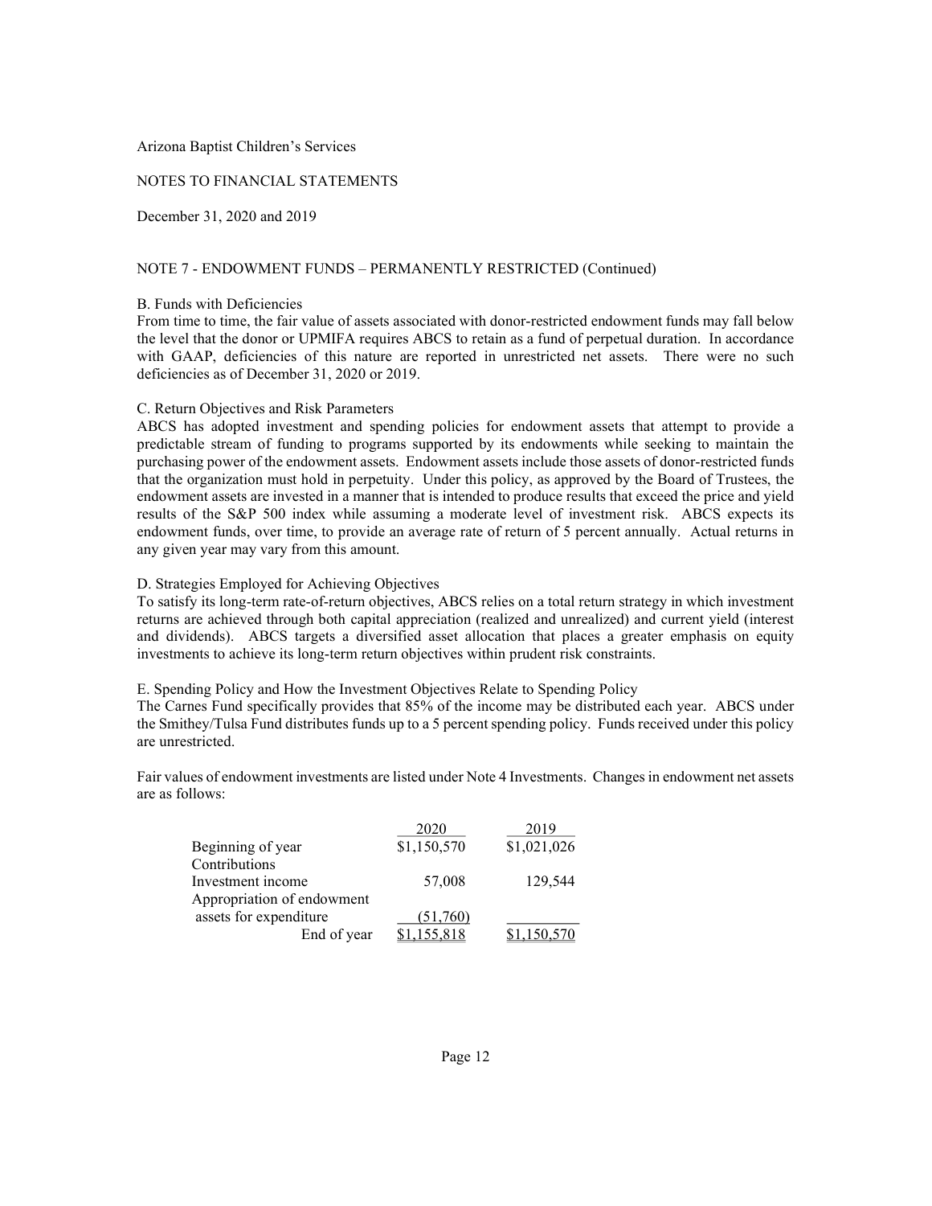Arizona Baptist Children's Services

NOTES TO FINANCIAL STATEMENTS

December 31, 2020 and 2019

NOTE 7 - ENDOWMENT FUNDS – PERMANENTLY RESTRICTED (Continued)

B. Funds with Deficiencies

From time to time, the fair value of assets associated with donor-restricted endowment funds may fall below the level that the donor or UPMIFA requires ABCS to retain as a fund of perpetual duration. In accordance with GAAP, deficiencies of this nature are reported in unrestricted net assets. There were no such deficiencies as of December 31, 2020 or 2019.

C. Return Objectives and Risk Parameters

ABCS has adopted investment and spending policies for endowment assets that attempt to provide a predictable stream of funding to programs supported by its endowments while seeking to maintain the purchasing power of the endowment assets. Endowment assets include those assets of donor-restricted funds that the organization must hold in perpetuity. Under this policy, as approved by the Board of Trustees, the endowment assets are invested in a manner that is intended to produce results that exceed the price and yield results of the S&P 500 index while assuming a moderate level of investment risk. ABCS expects its endowment funds, over time, to provide an average rate of return of 5 percent annually. Actual returns in any given year may vary from this amount.

D. Strategies Employed for Achieving Objectives

To satisfy its long-term rate-of-return objectives, ABCS relies on a total return strategy in which investment returns are achieved through both capital appreciation (realized and unrealized) and current yield (interest and dividends). ABCS targets a diversified asset allocation that places a greater emphasis on equity investments to achieve its long-term return objectives within prudent risk constraints.

E. Spending Policy and How the Investment Objectives Relate to Spending Policy

The Carnes Fund specifically provides that 85% of the income may be distributed each year. ABCS under the Smithey/Tulsa Fund distributes funds up to a 5 percent spending policy. Funds received under this policy are unrestricted.

Fair values of endowment investments are listed under Note 4 Investments. Changes in endowment net assets are as follows:

| | 2020 | 2019 |
|---|---|---|
| Beginning of year | $1,150,570 | $1,021,026 |
| Contributions | | |
| Investment income | 57,008 | 129,544 |
| Appropriation of endowment assets for expenditure | (51,760) | |
| End of year | $1,155,818 | $1,150,570 |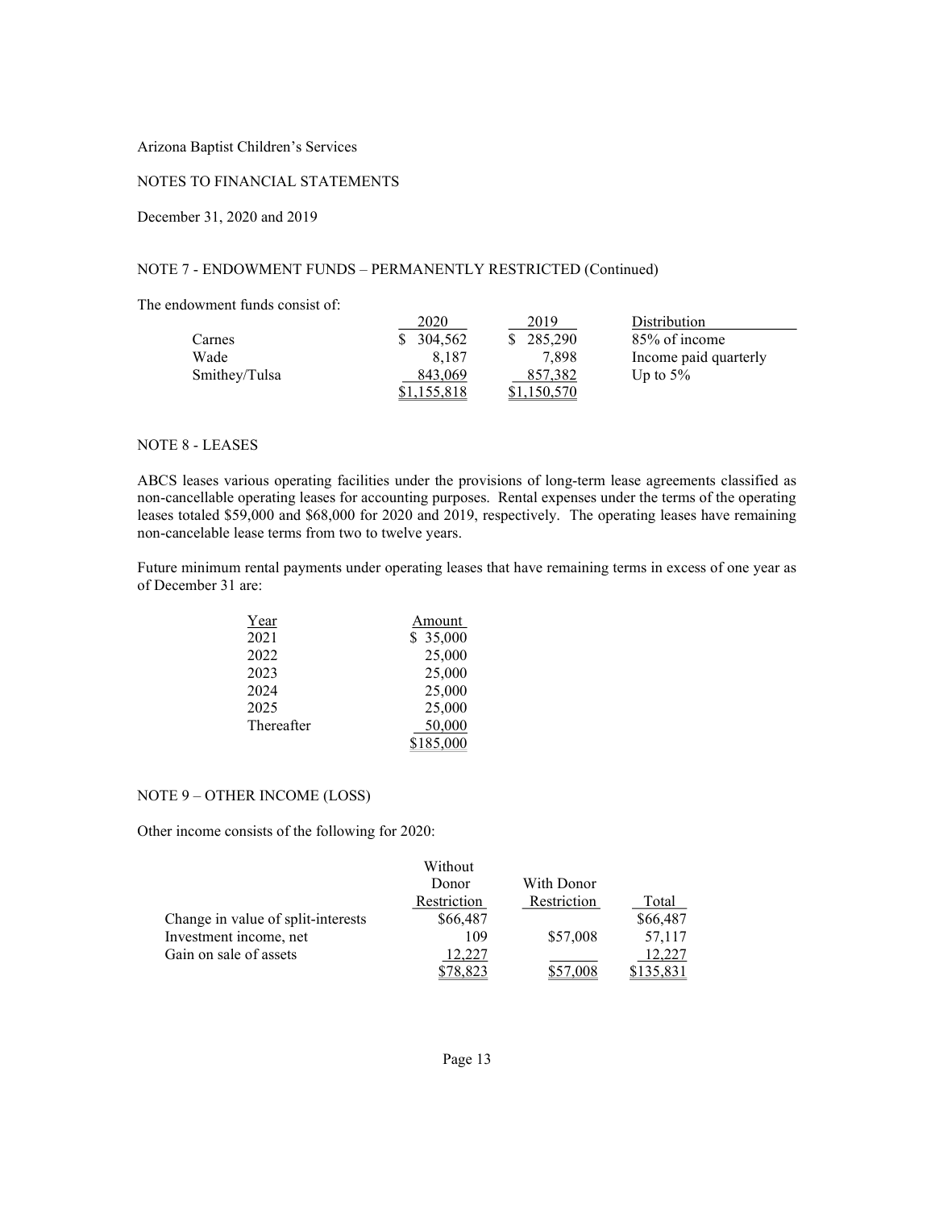Arizona Baptist Children's Services

NOTES TO FINANCIAL STATEMENTS

December 31, 2020 and 2019

## NOTE 7 - ENDOWMENT FUNDS – PERMANENTLY RESTRICTED (Continued)

The endowment funds consist of:

| | 2020 | 2019 | Distribution |
|---|---|---|---|
| Carnes | $ 304,562 | $ 285,290 | 85% of income |
| Wade | 8,187 | 7,898 | Income paid quarterly |
| Smithey/Tulsa | 843,069 | 857,382 | Up to 5% |
| | $1,155,818 | $1,150,570 | |

## NOTE 8 - LEASES

ABCS leases various operating facilities under the provisions of long-term lease agreements classified as non-cancellable operating leases for accounting purposes. Rental expenses under the terms of the operating leases totaled $59,000 and $68,000 for 2020 and 2019, respectively. The operating leases have remaining non-cancelable lease terms from two to twelve years.

Future minimum rental payments under operating leases that have remaining terms in excess of one year as of December 31 are:

| Year | Amount |
|---|---|
| 2021 | $ 35,000 |
| 2022 | 25,000 |
| 2023 | 25,000 |
| 2024 | 25,000 |
| 2025 | 25,000 |
| Thereafter | 50,000 |
| | $185,000 |

## NOTE 9 – OTHER INCOME (LOSS)

Other income consists of the following for 2020:

| | Without Donor Restriction | With Donor Restriction | Total |
|---|---|---|---|
| Change in value of split-interests | $66,487 | | $66,487 |
| Investment income, net | 109 | $57,008 | 57,117 |
| Gain on sale of assets | 12,227 | | 12,227 |
| | $78,823 | $57,008 | $135,831 |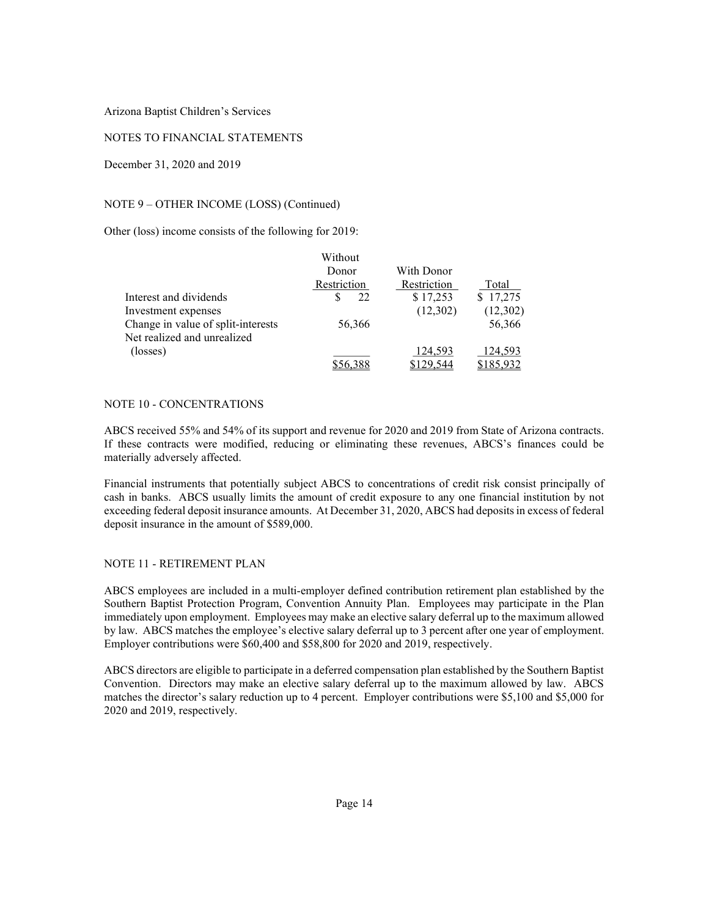Arizona Baptist Children's Services

NOTES TO FINANCIAL STATEMENTS

December 31, 2020 and 2019

NOTE 9 – OTHER INCOME (LOSS) (Continued)

Other (loss) income consists of the following for 2019:

| | Without Donor Restriction | With Donor Restriction | Total |
|---|---|---|---|
| Interest and dividends | $ 22 | $ 17,253 | $ 17,275 |
| Investment expenses | | (12,302) | (12,302) |
| Change in value of split-interests | 56,366 | | 56,366 |
| Net realized and unrealized (losses) | | 124,593 | 124,593 |
| | $56,388 | $129,544 | $185,932 |

## NOTE 10 - CONCENTRATIONS

ABCS received 55% and 54% of its support and revenue for 2020 and 2019 from State of Arizona contracts. If these contracts were modified, reducing or eliminating these revenues, ABCS's finances could be materially adversely affected.

Financial instruments that potentially subject ABCS to concentrations of credit risk consist principally of cash in banks. ABCS usually limits the amount of credit exposure to any one financial institution by not exceeding federal deposit insurance amounts. At December 31, 2020, ABCS had deposits in excess of federal deposit insurance in the amount of $589,000.

## NOTE 11 - RETIREMENT PLAN

ABCS employees are included in a multi-employer defined contribution retirement plan established by the Southern Baptist Protection Program, Convention Annuity Plan. Employees may participate in the Plan immediately upon employment. Employees may make an elective salary deferral up to the maximum allowed by law. ABCS matches the employee's elective salary deferral up to 3 percent after one year of employment. Employer contributions were $60,400 and $58,800 for 2020 and 2019, respectively.

ABCS directors are eligible to participate in a deferred compensation plan established by the Southern Baptist Convention. Directors may make an elective salary deferral up to the maximum allowed by law. ABCS matches the director's salary reduction up to 4 percent. Employer contributions were $5,100 and $5,000 for 2020 and 2019, respectively.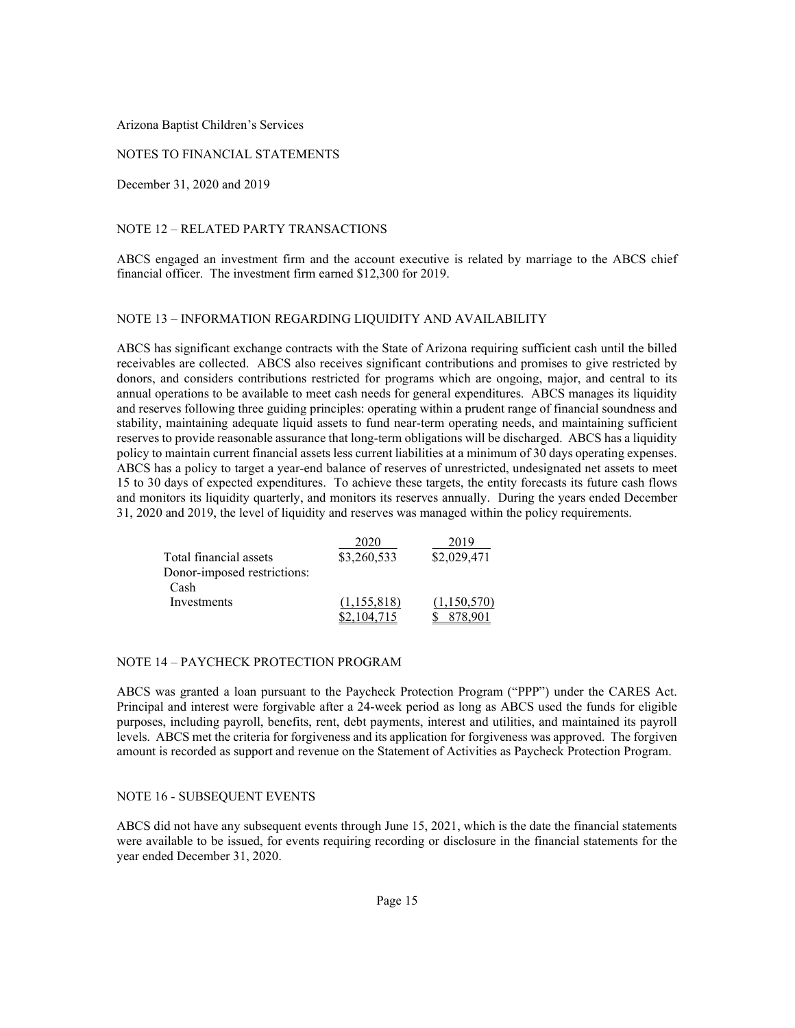Arizona Baptist Children's Services

NOTES TO FINANCIAL STATEMENTS

December 31, 2020 and 2019

## NOTE 12 – RELATED PARTY TRANSACTIONS

ABCS engaged an investment firm and the account executive is related by marriage to the ABCS chief financial officer. The investment firm earned $12,300 for 2019.

## NOTE 13 – INFORMATION REGARDING LIQUIDITY AND AVAILABILITY

ABCS has significant exchange contracts with the State of Arizona requiring sufficient cash until the billed receivables are collected. ABCS also receives significant contributions and promises to give restricted by donors, and considers contributions restricted for programs which are ongoing, major, and central to its annual operations to be available to meet cash needs for general expenditures. ABCS manages its liquidity and reserves following three guiding principles: operating within a prudent range of financial soundness and stability, maintaining adequate liquid assets to fund near-term operating needs, and maintaining sufficient reserves to provide reasonable assurance that long-term obligations will be discharged. ABCS has a liquidity policy to maintain current financial assets less current liabilities at a minimum of 30 days operating expenses. ABCS has a policy to target a year-end balance of reserves of unrestricted, undesignated net assets to meet 15 to 30 days of expected expenditures. To achieve these targets, the entity forecasts its future cash flows and monitors its liquidity quarterly, and monitors its reserves annually. During the years ended December 31, 2020 and 2019, the level of liquidity and reserves was managed within the policy requirements.

| | 2020 | 2019 |
|---|---|---|
| Total financial assets | $3,260,533 | $2,029,471 |
| Donor-imposed restrictions: | | |
| Cash | | |
| Investments | (1,155,818) | (1,150,570) |
| | $2,104,715 | $ 878,901 |

## NOTE 14 – PAYCHECK PROTECTION PROGRAM

ABCS was granted a loan pursuant to the Paycheck Protection Program ("PPP") under the CARES Act. Principal and interest were forgivable after a 24-week period as long as ABCS used the funds for eligible purposes, including payroll, benefits, rent, debt payments, interest and utilities, and maintained its payroll levels. ABCS met the criteria for forgiveness and its application for forgiveness was approved. The forgiven amount is recorded as support and revenue on the Statement of Activities as Paycheck Protection Program.

## NOTE 16 - SUBSEQUENT EVENTS

ABCS did not have any subsequent events through June 15, 2021, which is the date the financial statements were available to be issued, for events requiring recording or disclosure in the financial statements for the year ended December 31, 2020.